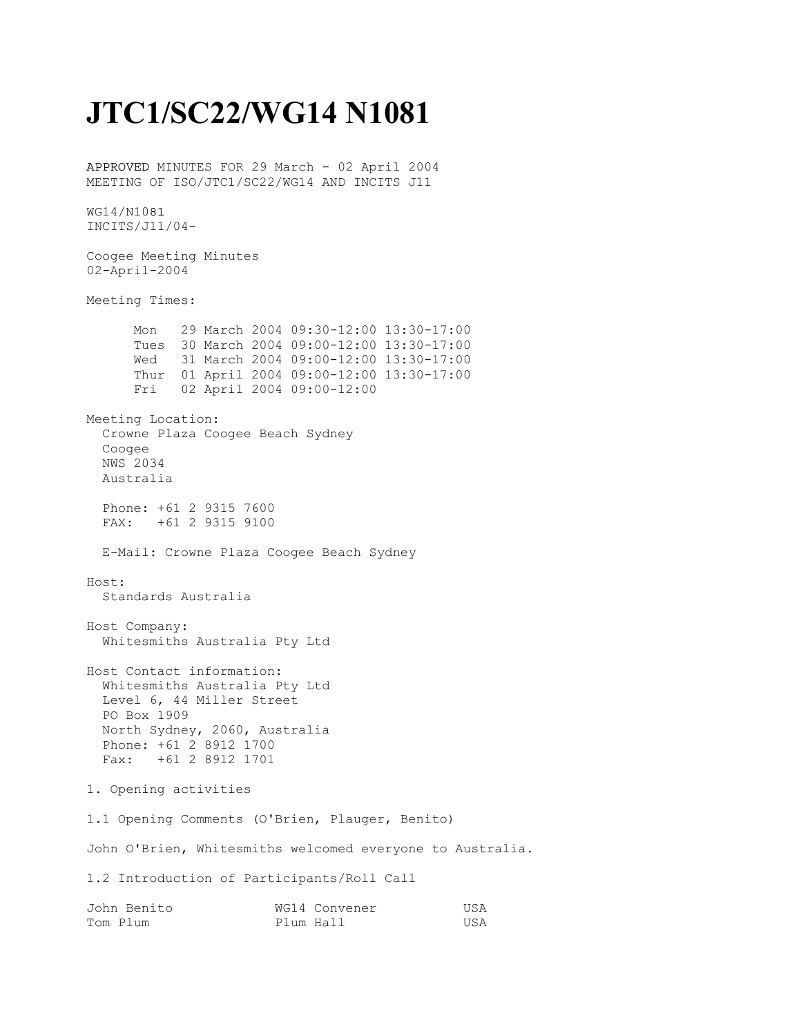# JTC1/SC22/WG14 N1081

APPROVED MINUTES FOR 29 March - 02 April 2004
MEETING OF ISO/JTC1/SC22/WG14 AND INCITS J11

WG14/N1081
INCITS/J11/04-

Coogee Meeting Minutes
02-April-2004

Meeting Times:

```
      Mon   29 March 2004 09:30-12:00 13:30-17:00
      Tues  30 March 2004 09:00-12:00 13:30-17:00
      Wed   31 March 2004 09:00-12:00 13:30-17:00
      Thur  01 April 2004 09:00-12:00 13:30-17:00
      Fri   02 April 2004 09:00-12:00
```

Meeting Location:
  Crowne Plaza Coogee Beach Sydney
  Coogee
  NWS 2034
  Australia

  Phone: +61 2 9315 7600
  FAX:   +61 2 9315 9100

  E-Mail: Crowne Plaza Coogee Beach Sydney

Host:
  Standards Australia

Host Company:
  Whitesmiths Australia Pty Ltd

Host Contact information:
  Whitesmiths Australia Pty Ltd
  Level 6, 44 Miller Street
  PO Box 1909
  North Sydney, 2060, Australia
  Phone: +61 2 8912 1700
  Fax:   +61 2 8912 1701

1. Opening activities

1.1 Opening Comments (O'Brien, Plauger, Benito)

John O'Brien, Whitesmiths welcomed everyone to Australia.

1.2 Introduction of Participants/Roll Call

```
John Benito             WG14 Convener           USA
Tom Plum                Plum Hall               USA
```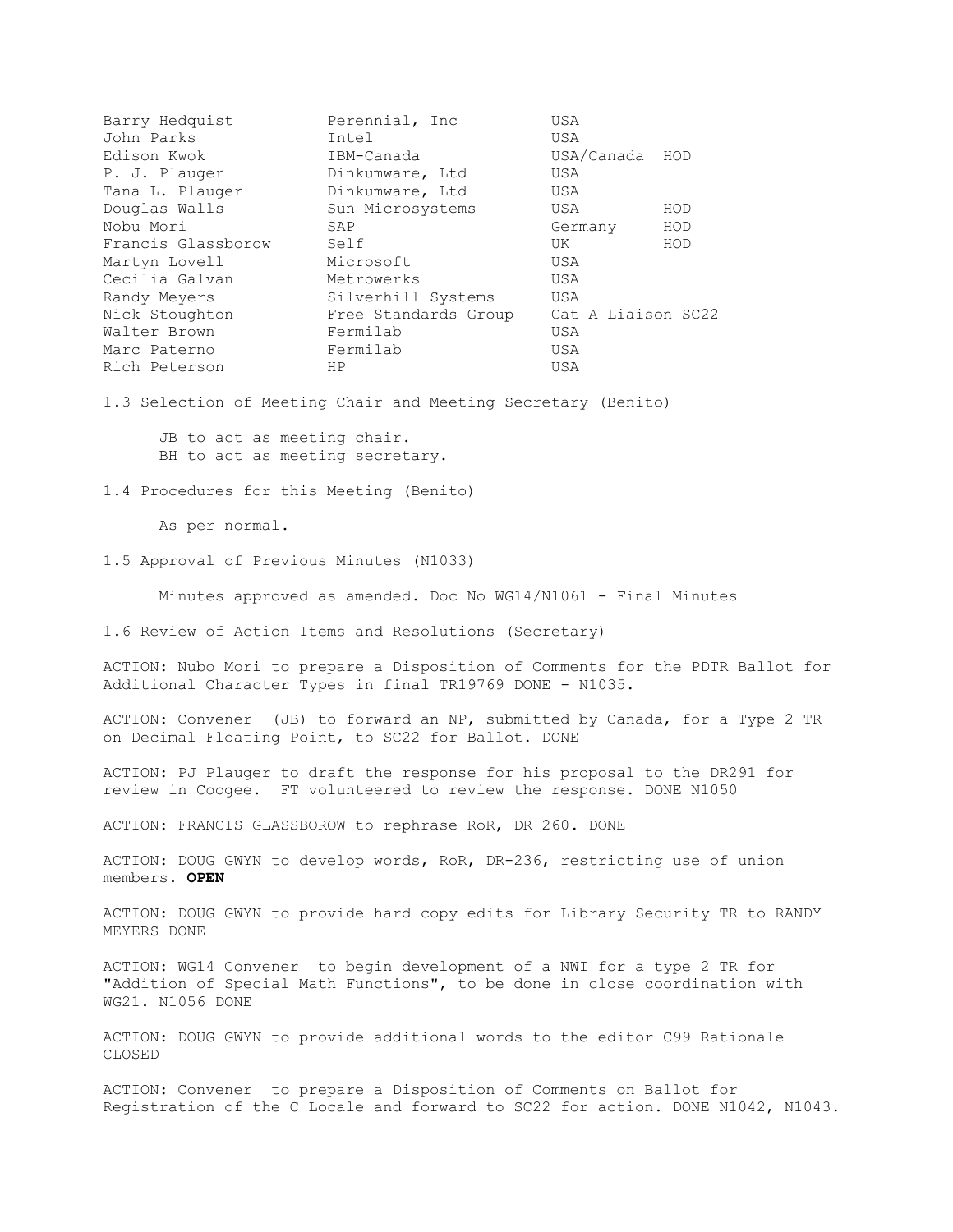| | | | |
|---|---|---|---|
| Barry Hedquist | Perennial, Inc | USA | |
| John Parks | Intel | USA | |
| Edison Kwok | IBM-Canada | USA/Canada | HOD |
| P. J. Plauger | Dinkumware, Ltd | USA | |
| Tana L. Plauger | Dinkumware, Ltd | USA | |
| Douglas Walls | Sun Microsystems | USA | HOD |
| Nobu Mori | SAP | Germany | HOD |
| Francis Glassborow | Self | UK | HOD |
| Martyn Lovell | Microsoft | USA | |
| Cecilia Galvan | Metrowerks | USA | |
| Randy Meyers | Silverhill Systems | USA | |
| Nick Stoughton | Free Standards Group | Cat A Liaison SC22 | |
| Walter Brown | Fermilab | USA | |
| Marc Paterno | Fermilab | USA | |
| Rich Peterson | HP | USA | |

1.3 Selection of Meeting Chair and Meeting Secretary (Benito)

JB to act as meeting chair.
BH to act as meeting secretary.

1.4 Procedures for this Meeting (Benito)

As per normal.

1.5 Approval of Previous Minutes (N1033)

Minutes approved as amended. Doc No WG14/N1061 - Final Minutes

1.6 Review of Action Items and Resolutions (Secretary)

ACTION: Nubo Mori to prepare a Disposition of Comments for the PDTR Ballot for Additional Character Types in final TR19769 DONE - N1035.

ACTION: Convener (JB) to forward an NP, submitted by Canada, for a Type 2 TR on Decimal Floating Point, to SC22 for Ballot. DONE

ACTION: PJ Plauger to draft the response for his proposal to the DR291 for review in Coogee. FT volunteered to review the response. DONE N1050

ACTION: FRANCIS GLASSBOROW to rephrase RoR, DR 260. DONE

ACTION: DOUG GWYN to develop words, RoR, DR-236, restricting use of union members. **OPEN**

ACTION: DOUG GWYN to provide hard copy edits for Library Security TR to RANDY MEYERS DONE

ACTION: WG14 Convener to begin development of a NWI for a type 2 TR for "Addition of Special Math Functions", to be done in close coordination with WG21. N1056 DONE

ACTION: DOUG GWYN to provide additional words to the editor C99 Rationale CLOSED

ACTION: Convener to prepare a Disposition of Comments on Ballot for Registration of the C Locale and forward to SC22 for action. DONE N1042, N1043.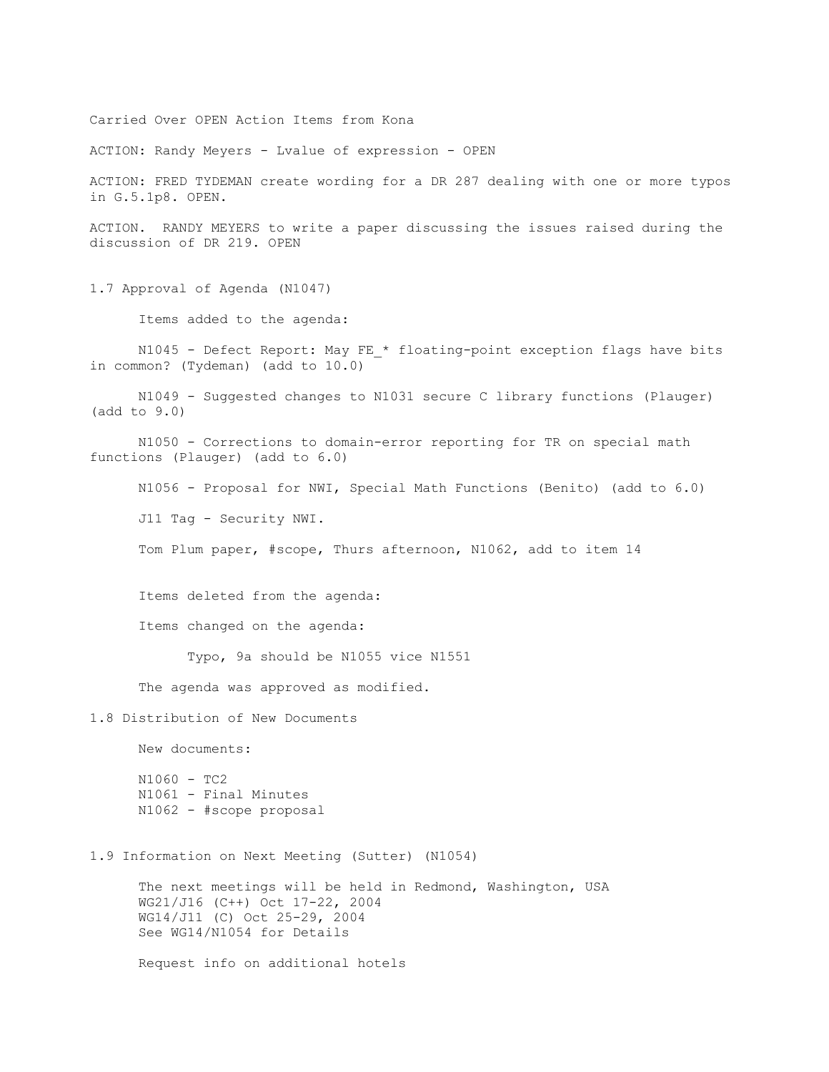Carried Over OPEN Action Items from Kona

ACTION: Randy Meyers - Lvalue of expression - OPEN

ACTION: FRED TYDEMAN create wording for a DR 287 dealing with one or more typos in G.5.1p8. OPEN.

ACTION. RANDY MEYERS to write a paper discussing the issues raised during the discussion of DR 219. OPEN

## 1.7 Approval of Agenda (N1047)

Items added to the agenda:

N1045 - Defect Report: May FE_* floating-point exception flags have bits in common? (Tydeman) (add to 10.0)

N1049 - Suggested changes to N1031 secure C library functions (Plauger) (add to 9.0)

N1050 - Corrections to domain-error reporting for TR on special math functions (Plauger) (add to 6.0)

N1056 - Proposal for NWI, Special Math Functions (Benito) (add to 6.0)

J11 Tag - Security NWI.

Tom Plum paper, #scope, Thurs afternoon, N1062, add to item 14

Items deleted from the agenda:

Items changed on the agenda:

Typo, 9a should be N1055 vice N1551

The agenda was approved as modified.

## 1.8 Distribution of New Documents

New documents:

N1060 - TC2
N1061 - Final Minutes
N1062 - #scope proposal

## 1.9 Information on Next Meeting (Sutter) (N1054)

The next meetings will be held in Redmond, Washington, USA
WG21/J16 (C++) Oct 17-22, 2004
WG14/J11 (C) Oct 25-29, 2004
See WG14/N1054 for Details

Request info on additional hotels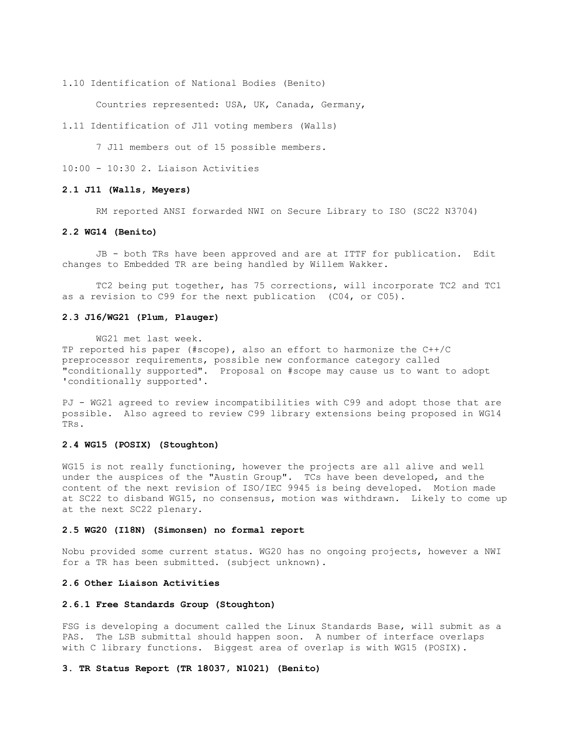1.10 Identification of National Bodies (Benito)

Countries represented: USA, UK, Canada, Germany,

1.11 Identification of J11 voting members (Walls)

7 J11 members out of 15 possible members.

10:00 - 10:30 2. Liaison Activities

**2.1 J11 (Walls, Meyers)**

RM reported ANSI forwarded NWI on Secure Library to ISO (SC22 N3704)

**2.2 WG14 (Benito)**

JB - both TRs have been approved and are at ITTF for publication. Edit changes to Embedded TR are being handled by Willem Wakker.

TC2 being put together, has 75 corrections, will incorporate TC2 and TC1 as a revision to C99 for the next publication (C04, or C05).

**2.3 J16/WG21 (Plum, Plauger)**

WG21 met last week.
TP reported his paper (#scope), also an effort to harmonize the C++/C preprocessor requirements, possible new conformance category called "conditionally supported". Proposal on #scope may cause us to want to adopt 'conditionally supported'.

PJ - WG21 agreed to review incompatibilities with C99 and adopt those that are possible. Also agreed to review C99 library extensions being proposed in WG14 TRs.

**2.4 WG15 (POSIX) (Stoughton)**

WG15 is not really functioning, however the projects are all alive and well under the auspices of the "Austin Group". TCs have been developed, and the content of the next revision of ISO/IEC 9945 is being developed. Motion made at SC22 to disband WG15, no consensus, motion was withdrawn. Likely to come up at the next SC22 plenary.

**2.5 WG20 (I18N) (Simonsen) no formal report**

Nobu provided some current status. WG20 has no ongoing projects, however a NWI for a TR has been submitted. (subject unknown).

**2.6 Other Liaison Activities**

**2.6.1 Free Standards Group (Stoughton)**

FSG is developing a document called the Linux Standards Base, will submit as a PAS. The LSB submittal should happen soon. A number of interface overlaps with C library functions. Biggest area of overlap is with WG15 (POSIX).

**3. TR Status Report (TR 18037, N1021) (Benito)**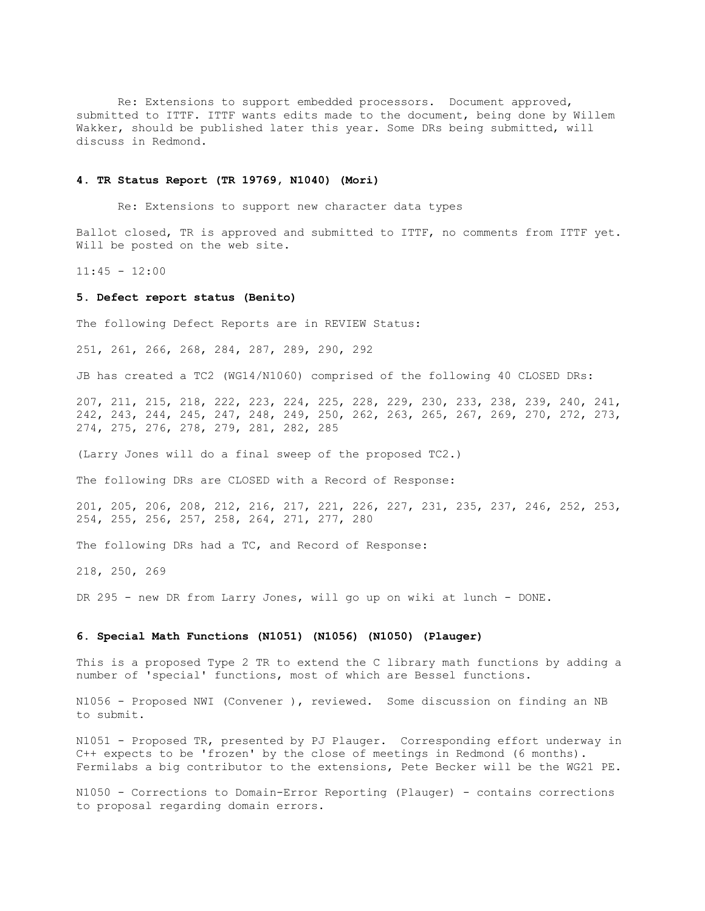Re: Extensions to support embedded processors. Document approved, submitted to ITTF. ITTF wants edits made to the document, being done by Willem Wakker, should be published later this year. Some DRs being submitted, will discuss in Redmond.

#### 4. TR Status Report (TR 19769, N1040) (Mori)

Re: Extensions to support new character data types

Ballot closed, TR is approved and submitted to ITTF, no comments from ITTF yet. Will be posted on the web site.

11:45 - 12:00

#### 5. Defect report status (Benito)

The following Defect Reports are in REVIEW Status:

251, 261, 266, 268, 284, 287, 289, 290, 292

JB has created a TC2 (WG14/N1060) comprised of the following 40 CLOSED DRs:

207, 211, 215, 218, 222, 223, 224, 225, 228, 229, 230, 233, 238, 239, 240, 241, 242, 243, 244, 245, 247, 248, 249, 250, 262, 263, 265, 267, 269, 270, 272, 273, 274, 275, 276, 278, 279, 281, 282, 285

(Larry Jones will do a final sweep of the proposed TC2.)

The following DRs are CLOSED with a Record of Response:

201, 205, 206, 208, 212, 216, 217, 221, 226, 227, 231, 235, 237, 246, 252, 253, 254, 255, 256, 257, 258, 264, 271, 277, 280

The following DRs had a TC, and Record of Response:

218, 250, 269

DR 295 - new DR from Larry Jones, will go up on wiki at lunch - DONE.

#### 6. Special Math Functions (N1051) (N1056) (N1050) (Plauger)

This is a proposed Type 2 TR to extend the C library math functions by adding a number of 'special' functions, most of which are Bessel functions.

N1056 - Proposed NWI (Convener ), reviewed. Some discussion on finding an NB to submit.

N1051 - Proposed TR, presented by PJ Plauger. Corresponding effort underway in C++ expects to be 'frozen' by the close of meetings in Redmond (6 months). Fermilabs a big contributor to the extensions, Pete Becker will be the WG21 PE.

N1050 - Corrections to Domain-Error Reporting (Plauger) - contains corrections to proposal regarding domain errors.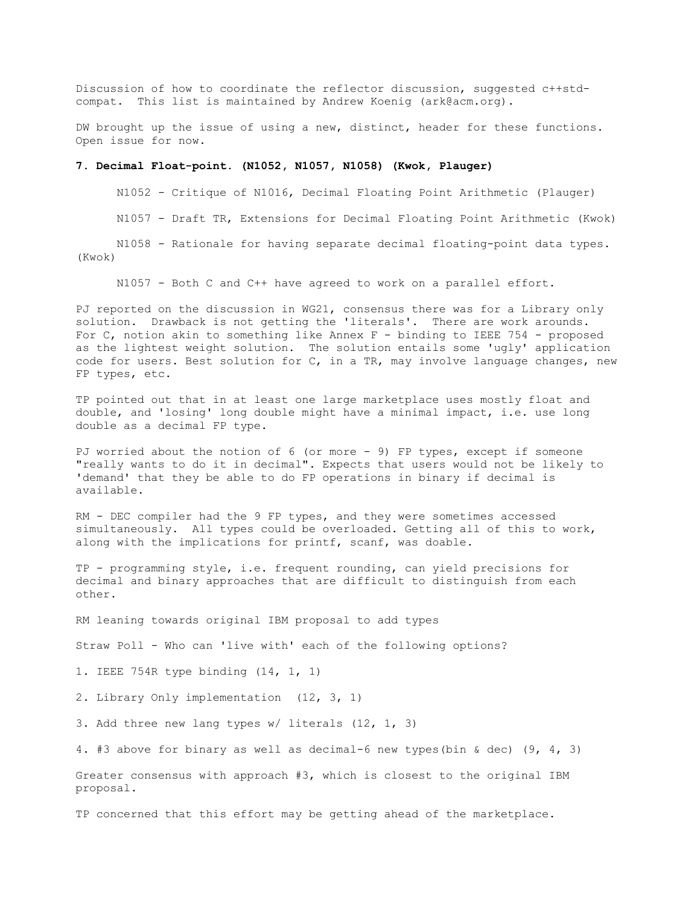Discussion of how to coordinate the reflector discussion, suggested c++std-compat. This list is maintained by Andrew Koenig (ark@acm.org).

DW brought up the issue of using a new, distinct, header for these functions. Open issue for now.

### 7. Decimal Float-point. (N1052, N1057, N1058) (Kwok, Plauger)

N1052 - Critique of N1016, Decimal Floating Point Arithmetic (Plauger)

N1057 - Draft TR, Extensions for Decimal Floating Point Arithmetic (Kwok)

N1058 - Rationale for having separate decimal floating-point data types. (Kwok)

N1057 - Both C and C++ have agreed to work on a parallel effort.

PJ reported on the discussion in WG21, consensus there was for a Library only solution. Drawback is not getting the 'literals'. There are work arounds. For C, notion akin to something like Annex F - binding to IEEE 754 - proposed as the lightest weight solution. The solution entails some 'ugly' application code for users. Best solution for C, in a TR, may involve language changes, new FP types, etc.

TP pointed out that in at least one large marketplace uses mostly float and double, and 'losing' long double might have a minimal impact, i.e. use long double as a decimal FP type.

PJ worried about the notion of 6 (or more - 9) FP types, except if someone "really wants to do it in decimal". Expects that users would not be likely to 'demand' that they be able to do FP operations in binary if decimal is available.

RM - DEC compiler had the 9 FP types, and they were sometimes accessed simultaneously. All types could be overloaded. Getting all of this to work, along with the implications for printf, scanf, was doable.

TP - programming style, i.e. frequent rounding, can yield precisions for decimal and binary approaches that are difficult to distinguish from each other.

RM leaning towards original IBM proposal to add types

Straw Poll - Who can 'live with' each of the following options?

1. IEEE 754R type binding (14, 1, 1)

2. Library Only implementation (12, 3, 1)

3. Add three new lang types w/ literals (12, 1, 3)

4. #3 above for binary as well as decimal-6 new types(bin & dec) (9, 4, 3)

Greater consensus with approach #3, which is closest to the original IBM proposal.

TP concerned that this effort may be getting ahead of the marketplace.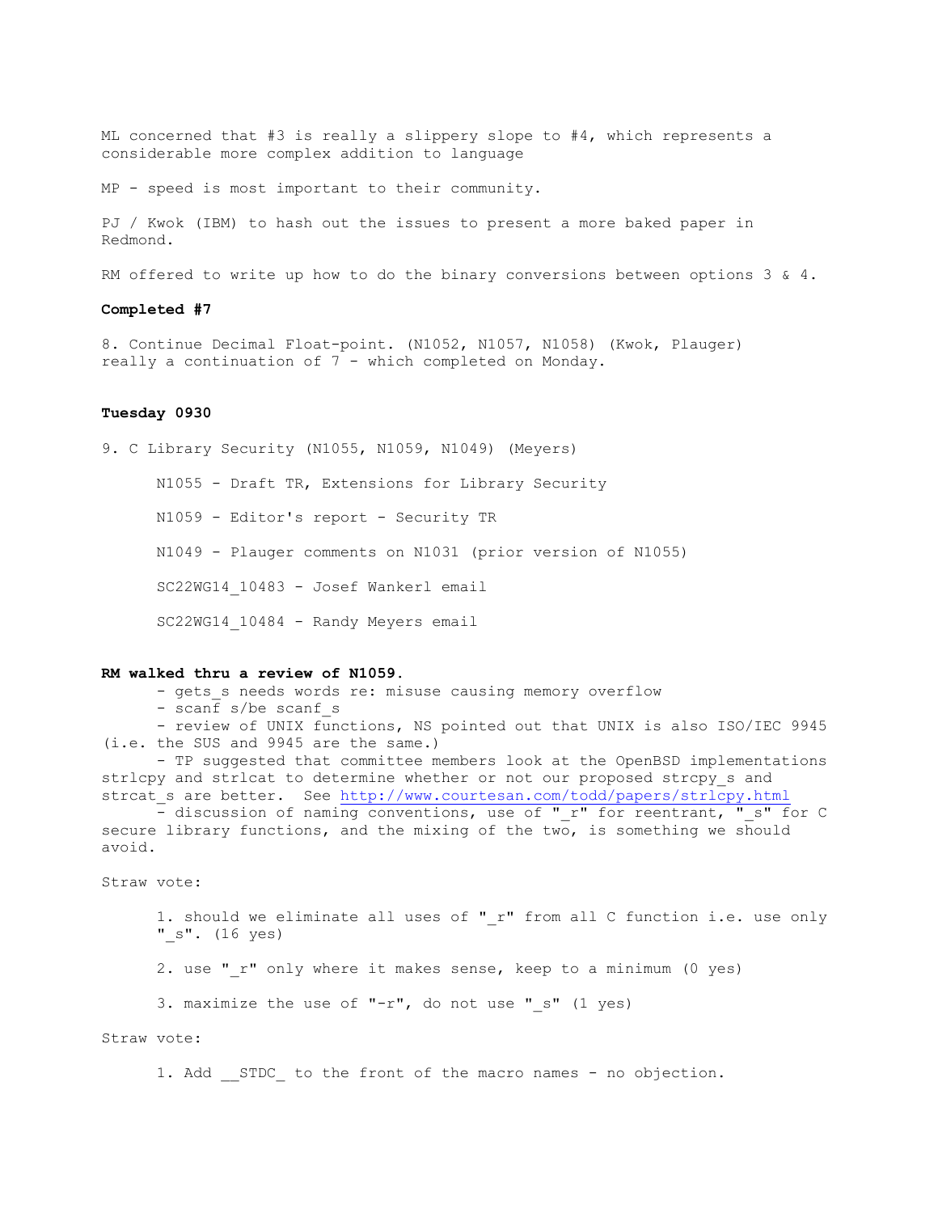ML concerned that #3 is really a slippery slope to #4, which represents a considerable more complex addition to language

MP - speed is most important to their community.

PJ / Kwok (IBM) to hash out the issues to present a more baked paper in Redmond.

RM offered to write up how to do the binary conversions between options 3 & 4.

**Completed #7**

8. Continue Decimal Float-point. (N1052, N1057, N1058) (Kwok, Plauger) really a continuation of 7 - which completed on Monday.

**Tuesday 0930**

9. C Library Security (N1055, N1059, N1049) (Meyers)

N1055 - Draft TR, Extensions for Library Security

N1059 - Editor's report - Security TR

N1049 - Plauger comments on N1031 (prior version of N1055)

SC22WG14_10483 - Josef Wankerl email

SC22WG14_10484 - Randy Meyers email

**RM walked thru a review of N1059.**

- gets_s needs words re: misuse causing memory overflow
- scanf s/be scanf_s
- review of UNIX functions, NS pointed out that UNIX is also ISO/IEC 9945 (i.e. the SUS and 9945 are the same.)
- TP suggested that committee members look at the OpenBSD implementations strlcpy and strlcat to determine whether or not our proposed strcpy_s and strcat_s are better. See http://www.courtesan.com/todd/papers/strlcpy.html
- discussion of naming conventions, use of "_r" for reentrant, "_s" for C secure library functions, and the mixing of the two, is something we should avoid.

Straw vote:

1. should we eliminate all uses of "_r" from all C function i.e. use only "_s". (16 yes)

2. use "_r" only where it makes sense, keep to a minimum (0 yes)

3. maximize the use of "-r", do not use "_s" (1 yes)

Straw vote:

1. Add __STDC_ to the front of the macro names - no objection.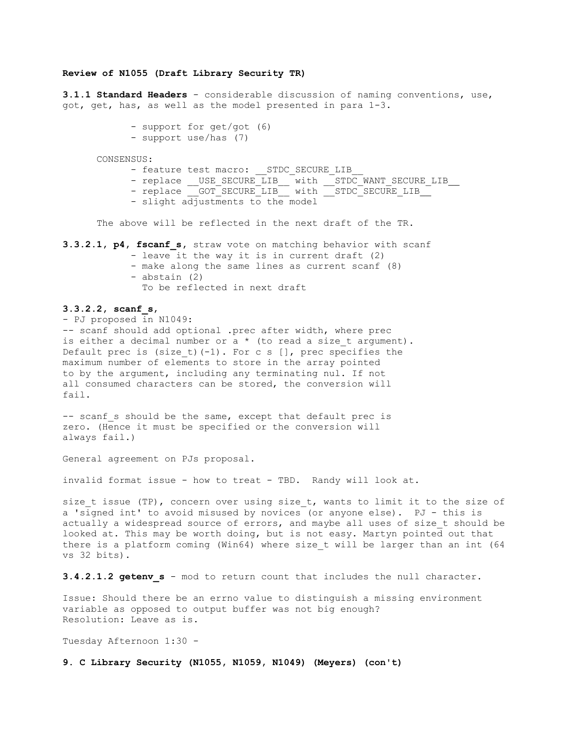**Review of N1055 (Draft Library Security TR)**

**3.1.1 Standard Headers** - considerable discussion of naming conventions, use, got, get, has, as well as the model presented in para 1-3.

- support for get/got (6)
- support use/has (7)

CONSENSUS:

- feature test macro: __STDC_SECURE_LIB__
- replace __USE_SECURE_LIB__ with __STDC_WANT_SECURE_LIB__
- replace __GOT_SECURE_LIB__ with __STDC_SECURE_LIB__
- slight adjustments to the model

The above will be reflected in the next draft of the TR.

**3.3.2.1, p4, fscanf_s,** straw vote on matching behavior with scanf

- leave it the way it is in current draft (2)
- make along the same lines as current scanf (8)
- abstain (2)

To be reflected in next draft

**3.3.2.2, scanf_s,**

- PJ proposed in N1049:

-- scanf should add optional .prec after width, where prec is either a decimal number or a * (to read a size_t argument). Default prec is (size_t)(-1). For c s [], prec specifies the maximum number of elements to store in the array pointed to by the argument, including any terminating nul. If not all consumed characters can be stored, the conversion will fail.

-- scanf_s should be the same, except that default prec is zero. (Hence it must be specified or the conversion will always fail.)

General agreement on PJs proposal.

invalid format issue - how to treat - TBD. Randy will look at.

size_t issue (TP), concern over using size_t, wants to limit it to the size of a 'signed int' to avoid misused by novices (or anyone else). PJ - this is actually a widespread source of errors, and maybe all uses of size_t should be looked at. This may be worth doing, but is not easy. Martyn pointed out that there is a platform coming (Win64) where size_t will be larger than an int (64 vs 32 bits).

**3.4.2.1.2 getenv_s** - mod to return count that includes the null character.

Issue: Should there be an errno value to distinguish a missing environment variable as opposed to output buffer was not big enough?
Resolution: Leave as is.

Tuesday Afternoon 1:30 -

**9. C Library Security (N1055, N1059, N1049) (Meyers) (con't)**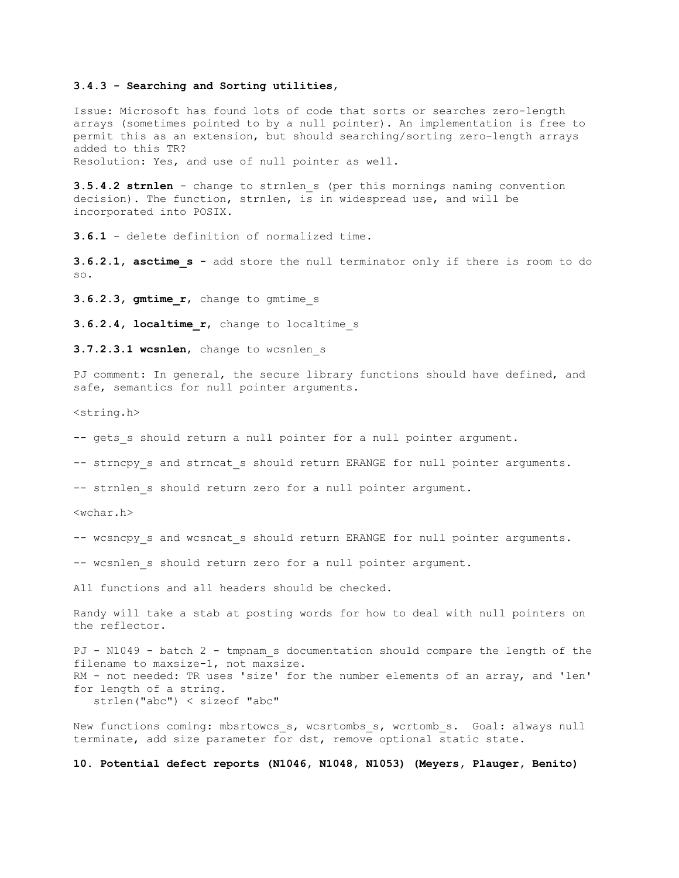**3.4.3 - Searching and Sorting utilities**,

Issue: Microsoft has found lots of code that sorts or searches zero-length arrays (sometimes pointed to by a null pointer). An implementation is free to permit this as an extension, but should searching/sorting zero-length arrays added to this TR?
Resolution: Yes, and use of null pointer as well.

**3.5.4.2 strnlen** - change to strnlen_s (per this mornings naming convention decision). The function, strnlen, is in widespread use, and will be incorporated into POSIX.

**3.6.1** - delete definition of normalized time.

**3.6.2.1, asctime_s -** add store the null terminator only if there is room to do so.

**3.6.2.3, gmtime_r**, change to gmtime_s

**3.6.2.4, localtime_r**, change to localtime_s

**3.7.2.3.1 wcsnlen**, change to wcsnlen_s

PJ comment: In general, the secure library functions should have defined, and safe, semantics for null pointer arguments.

<string.h>

-- gets_s should return a null pointer for a null pointer argument.

-- strncpy_s and strncat_s should return ERANGE for null pointer arguments.

-- strnlen_s should return zero for a null pointer argument.

<wchar.h>

-- wcsncpy_s and wcsncat_s should return ERANGE for null pointer arguments.

-- wcsnlen_s should return zero for a null pointer argument.

All functions and all headers should be checked.

Randy will take a stab at posting words for how to deal with null pointers on the reflector.

PJ - N1049 - batch 2 - tmpnam_s documentation should compare the length of the filename to maxsize-1, not maxsize.
RM - not needed: TR uses 'size' for the number elements of an array, and 'len' for length of a string.

```
   strlen("abc") < sizeof "abc"
```

New functions coming: mbsrtowcs_s, wcsrtombs_s, wcrtomb_s. Goal: always null terminate, add size parameter for dst, remove optional static state.

**10. Potential defect reports (N1046, N1048, N1053) (Meyers, Plauger, Benito)**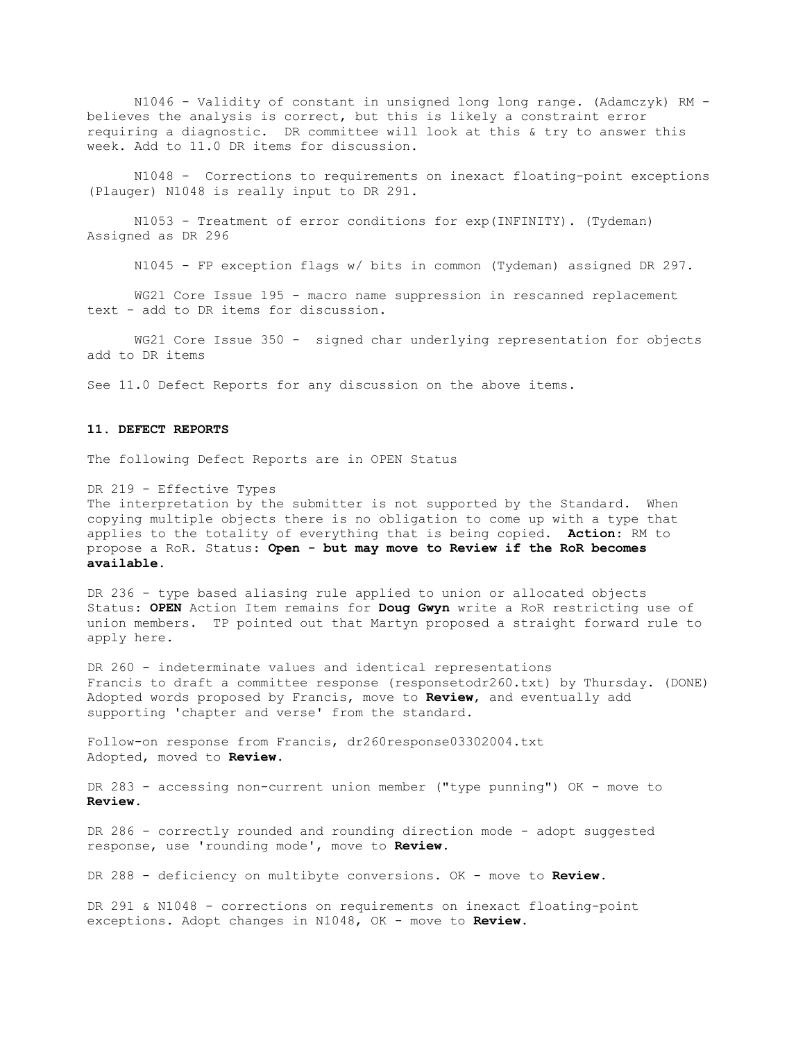N1046 - Validity of constant in unsigned long long range. (Adamczyk) RM - believes the analysis is correct, but this is likely a constraint error requiring a diagnostic. DR committee will look at this & try to answer this week. Add to 11.0 DR items for discussion.

N1048 - Corrections to requirements on inexact floating-point exceptions (Plauger) N1048 is really input to DR 291.

N1053 - Treatment of error conditions for exp(INFINITY). (Tydeman) Assigned as DR 296

N1045 - FP exception flags w/ bits in common (Tydeman) assigned DR 297.

WG21 Core Issue 195 - macro name suppression in rescanned replacement text - add to DR items for discussion.

WG21 Core Issue 350 - signed char underlying representation for objects add to DR items

See 11.0 Defect Reports for any discussion on the above items.

### 11. DEFECT REPORTS

The following Defect Reports are in OPEN Status

DR 219 - Effective Types
The interpretation by the submitter is not supported by the Standard. When copying multiple objects there is no obligation to come up with a type that applies to the totality of everything that is being copied. **Action**: RM to propose a RoR. Status: **Open - but may move to Review if the RoR becomes available.**

DR 236 - type based aliasing rule applied to union or allocated objects
Status: **OPEN** Action Item remains for **Doug Gwyn** write a RoR restricting use of union members. TP pointed out that Martyn proposed a straight forward rule to apply here.

DR 260 - indeterminate values and identical representations
Francis to draft a committee response (responsetodr260.txt) by Thursday. (DONE)
Adopted words proposed by Francis, move to **Review**, and eventually add supporting 'chapter and verse' from the standard.

Follow-on response from Francis, dr260response03302004.txt
Adopted, moved to **Review**.

DR 283 - accessing non-current union member ("type punning") OK - move to **Review**.

DR 286 - correctly rounded and rounding direction mode - adopt suggested response, use 'rounding mode', move to **Review**.

DR 288 - deficiency on multibyte conversions. OK - move to **Review**.

DR 291 & N1048 - corrections on requirements on inexact floating-point exceptions. Adopt changes in N1048, OK - move to **Review**.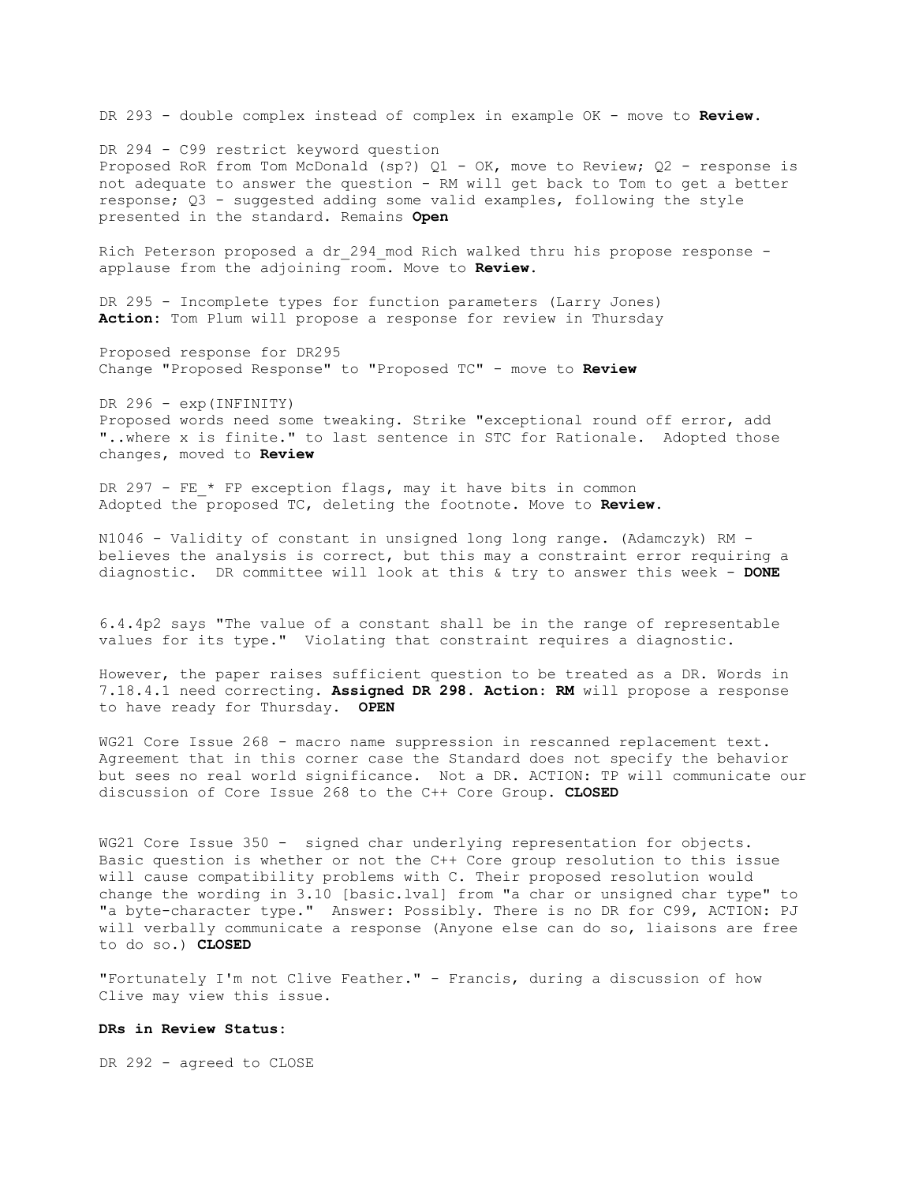DR 293 - double complex instead of complex in example OK - move to **Review.**

DR 294 - C99 restrict keyword question
Proposed RoR from Tom McDonald (sp?) Q1 - OK, move to Review; Q2 - response is not adequate to answer the question - RM will get back to Tom to get a better response; Q3 - suggested adding some valid examples, following the style presented in the standard. Remains **Open**

Rich Peterson proposed a dr_294_mod Rich walked thru his propose response - applause from the adjoining room. Move to **Review.**

DR 295 - Incomplete types for function parameters (Larry Jones)
**Action:** Tom Plum will propose a response for review in Thursday

Proposed response for DR295
Change "Proposed Response" to "Proposed TC" - move to **Review**

DR 296 - exp(INFINITY)
Proposed words need some tweaking. Strike "exceptional round off error, add "..where x is finite." to last sentence in STC for Rationale. Adopted those changes, moved to **Review**

DR 297 - FE_* FP exception flags, may it have bits in common
Adopted the proposed TC, deleting the footnote. Move to **Review.**

N1046 - Validity of constant in unsigned long long range. (Adamczyk) RM - believes the analysis is correct, but this may a constraint error requiring a diagnostic. DR committee will look at this & try to answer this week - **DONE**

6.4.4p2 says "The value of a constant shall be in the range of representable values for its type." Violating that constraint requires a diagnostic.

However, the paper raises sufficient question to be treated as a DR. Words in 7.18.4.1 need correcting. **Assigned DR 298. Action: RM** will propose a response to have ready for Thursday. **OPEN**

WG21 Core Issue 268 - macro name suppression in rescanned replacement text. Agreement that in this corner case the Standard does not specify the behavior but sees no real world significance. Not a DR. ACTION: TP will communicate our discussion of Core Issue 268 to the C++ Core Group. **CLOSED**

WG21 Core Issue 350 - signed char underlying representation for objects. Basic question is whether or not the C++ Core group resolution to this issue will cause compatibility problems with C. Their proposed resolution would change the wording in 3.10 [basic.lval] from "a char or unsigned char type" to "a byte-character type." Answer: Possibly. There is no DR for C99, ACTION: PJ will verbally communicate a response (Anyone else can do so, liaisons are free to do so.) **CLOSED**

"Fortunately I'm not Clive Feather." - Francis, during a discussion of how Clive may view this issue.

**DRs in Review Status:**

DR 292 - agreed to CLOSE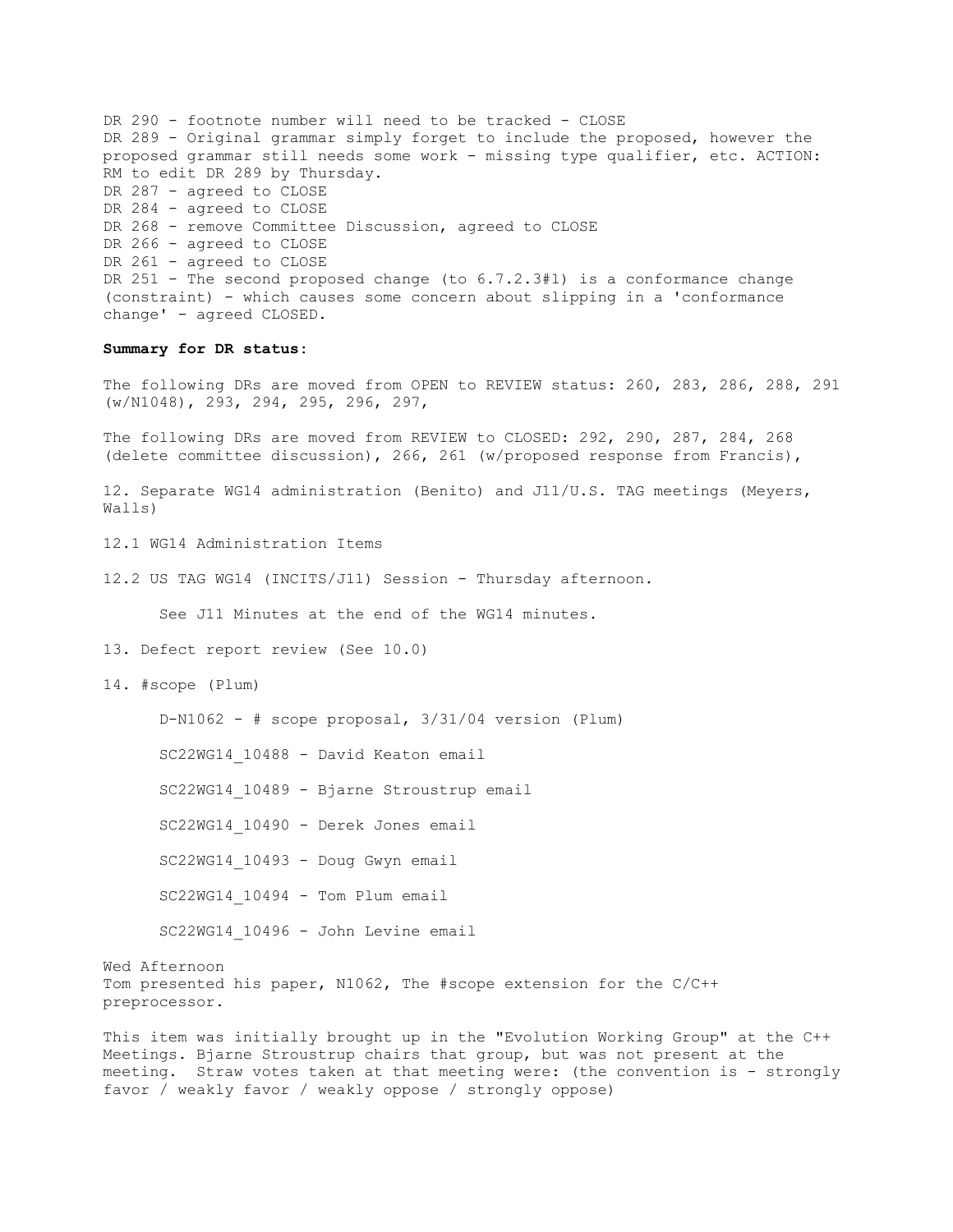DR 290 - footnote number will need to be tracked - CLOSE
DR 289 - Original grammar simply forget to include the proposed, however the proposed grammar still needs some work - missing type qualifier, etc. ACTION: RM to edit DR 289 by Thursday.
DR 287 - agreed to CLOSE
DR 284 - agreed to CLOSE
DR 268 - remove Committee Discussion, agreed to CLOSE
DR 266 - agreed to CLOSE
DR 261 - agreed to CLOSE
DR 251 - The second proposed change (to 6.7.2.3#1) is a conformance change (constraint) - which causes some concern about slipping in a 'conformance change' - agreed CLOSED.

**Summary for DR status:**

The following DRs are moved from OPEN to REVIEW status: 260, 283, 286, 288, 291 (w/N1048), 293, 294, 295, 296, 297,

The following DRs are moved from REVIEW to CLOSED: 292, 290, 287, 284, 268 (delete committee discussion), 266, 261 (w/proposed response from Francis),

12. Separate WG14 administration (Benito) and J11/U.S. TAG meetings (Meyers, Walls)

12.1 WG14 Administration Items

12.2 US TAG WG14 (INCITS/J11) Session - Thursday afternoon.

See J11 Minutes at the end of the WG14 minutes.

13. Defect report review (See 10.0)

14. #scope (Plum)

D-N1062 - # scope proposal, 3/31/04 version (Plum)

SC22WG14_10488 - David Keaton email

SC22WG14_10489 - Bjarne Stroustrup email

SC22WG14_10490 - Derek Jones email

SC22WG14_10493 - Doug Gwyn email

SC22WG14_10494 - Tom Plum email

SC22WG14_10496 - John Levine email

Wed Afternoon
Tom presented his paper, N1062, The #scope extension for the C/C++ preprocessor.

This item was initially brought up in the "Evolution Working Group" at the C++ Meetings. Bjarne Stroustrup chairs that group, but was not present at the meeting. Straw votes taken at that meeting were: (the convention is - strongly favor / weakly favor / weakly oppose / strongly oppose)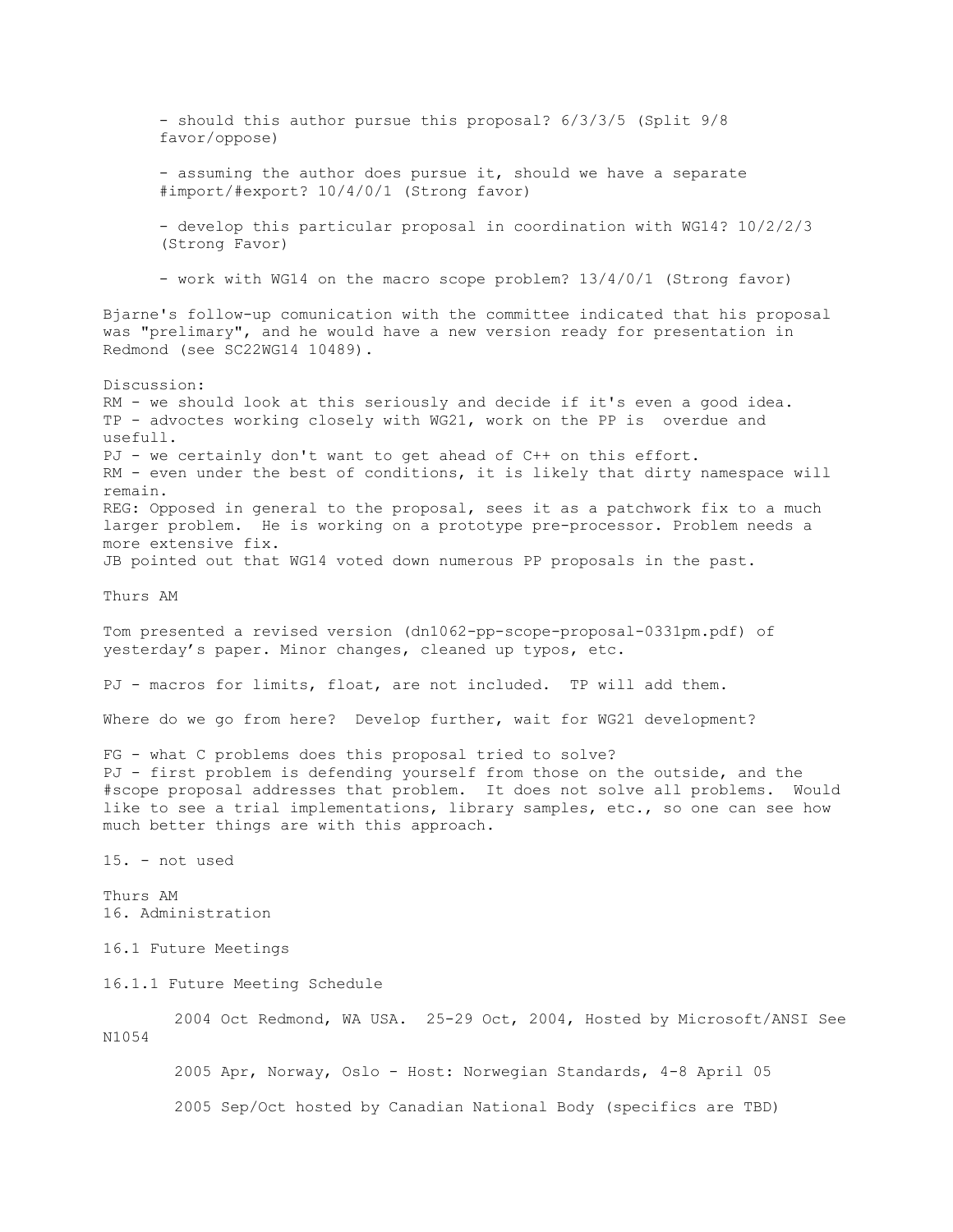- should this author pursue this proposal? 6/3/3/5 (Split 9/8 favor/oppose)

- assuming the author does pursue it, should we have a separate #import/#export? 10/4/0/1 (Strong favor)

- develop this particular proposal in coordination with WG14? 10/2/2/3 (Strong Favor)

- work with WG14 on the macro scope problem? 13/4/0/1 (Strong favor)

Bjarne's follow-up comunication with the committee indicated that his proposal was "prelimary", and he would have a new version ready for presentation in Redmond (see SC22WG14 10489).

Discussion:
RM - we should look at this seriously and decide if it's even a good idea.
TP - advoctes working closely with WG21, work on the PP is overdue and usefull.
PJ - we certainly don't want to get ahead of C++ on this effort.
RM - even under the best of conditions, it is likely that dirty namespace will remain.
REG: Opposed in general to the proposal, sees it as a patchwork fix to a much larger problem. He is working on a prototype pre-processor. Problem needs a more extensive fix.
JB pointed out that WG14 voted down numerous PP proposals in the past.

Thurs AM

Tom presented a revised version (dn1062-pp-scope-proposal-0331pm.pdf) of yesterday's paper. Minor changes, cleaned up typos, etc.

PJ - macros for limits, float, are not included. TP will add them.

Where do we go from here? Develop further, wait for WG21 development?

FG - what C problems does this proposal tried to solve?
PJ - first problem is defending yourself from those on the outside, and the #scope proposal addresses that problem. It does not solve all problems. Would like to see a trial implementations, library samples, etc., so one can see how much better things are with this approach.

15. - not used

Thurs AM
16. Administration

16.1 Future Meetings

16.1.1 Future Meeting Schedule

2004 Oct Redmond, WA USA. 25-29 Oct, 2004, Hosted by Microsoft/ANSI See N1054

2005 Apr, Norway, Oslo - Host: Norwegian Standards, 4-8 April 05

2005 Sep/Oct hosted by Canadian National Body (specifics are TBD)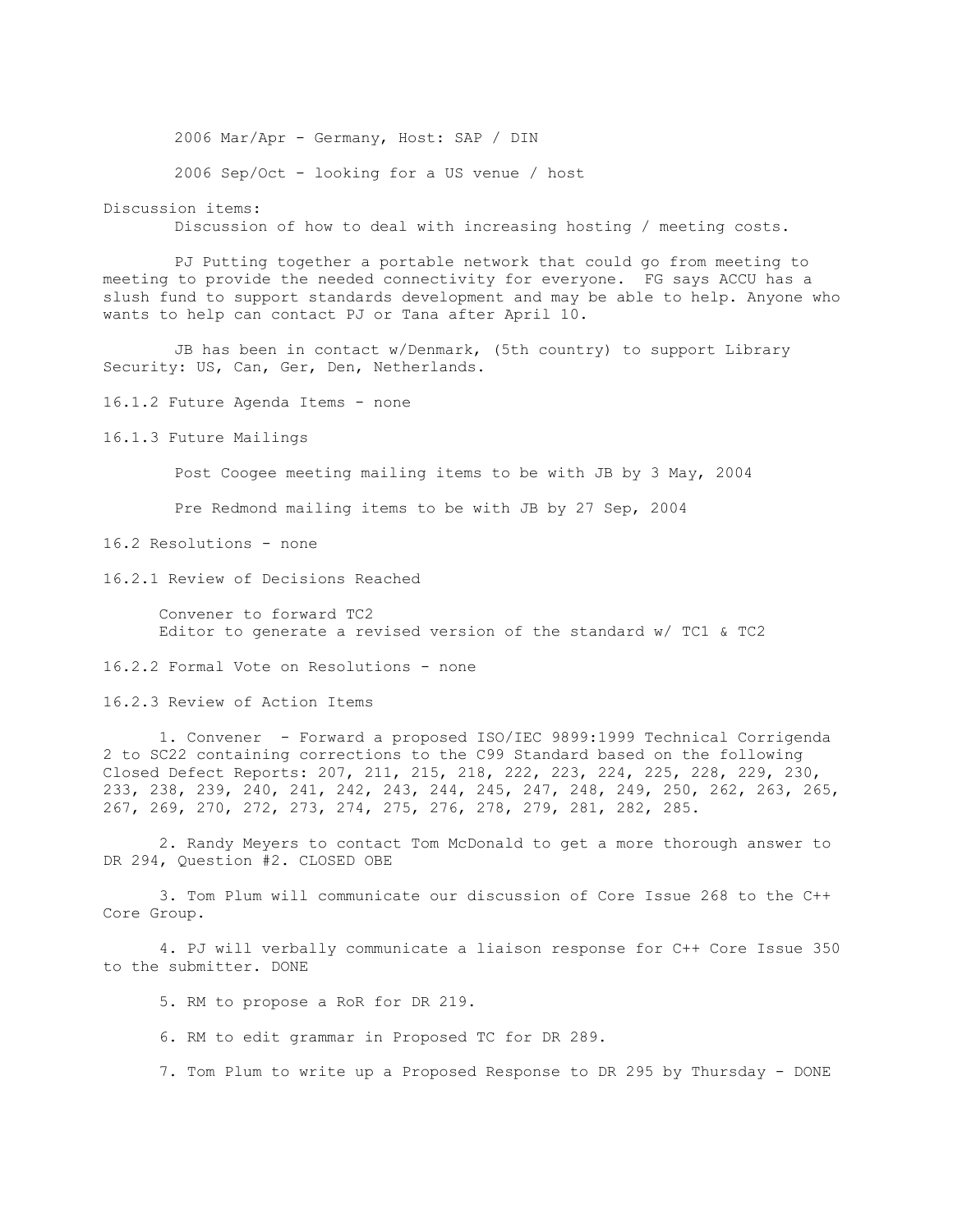2006 Mar/Apr - Germany, Host: SAP / DIN

2006 Sep/Oct - looking for a US venue / host

Discussion items:

Discussion of how to deal with increasing hosting / meeting costs.

PJ Putting together a portable network that could go from meeting to meeting to provide the needed connectivity for everyone. FG says ACCU has a slush fund to support standards development and may be able to help. Anyone who wants to help can contact PJ or Tana after April 10.

JB has been in contact w/Denmark, (5th country) to support Library Security: US, Can, Ger, Den, Netherlands.

16.1.2 Future Agenda Items - none

16.1.3 Future Mailings

Post Coogee meeting mailing items to be with JB by 3 May, 2004

Pre Redmond mailing items to be with JB by 27 Sep, 2004

16.2 Resolutions - none

16.2.1 Review of Decisions Reached

Convener to forward TC2
Editor to generate a revised version of the standard w/ TC1 & TC2

16.2.2 Formal Vote on Resolutions - none

16.2.3 Review of Action Items

1. Convener - Forward a proposed ISO/IEC 9899:1999 Technical Corrigenda 2 to SC22 containing corrections to the C99 Standard based on the following Closed Defect Reports: 207, 211, 215, 218, 222, 223, 224, 225, 228, 229, 230, 233, 238, 239, 240, 241, 242, 243, 244, 245, 247, 248, 249, 250, 262, 263, 265, 267, 269, 270, 272, 273, 274, 275, 276, 278, 279, 281, 282, 285.

2. Randy Meyers to contact Tom McDonald to get a more thorough answer to DR 294, Question #2. CLOSED OBE

3. Tom Plum will communicate our discussion of Core Issue 268 to the C++ Core Group.

4. PJ will verbally communicate a liaison response for C++ Core Issue 350 to the submitter. DONE

5. RM to propose a RoR for DR 219.

6. RM to edit grammar in Proposed TC for DR 289.

7. Tom Plum to write up a Proposed Response to DR 295 by Thursday - DONE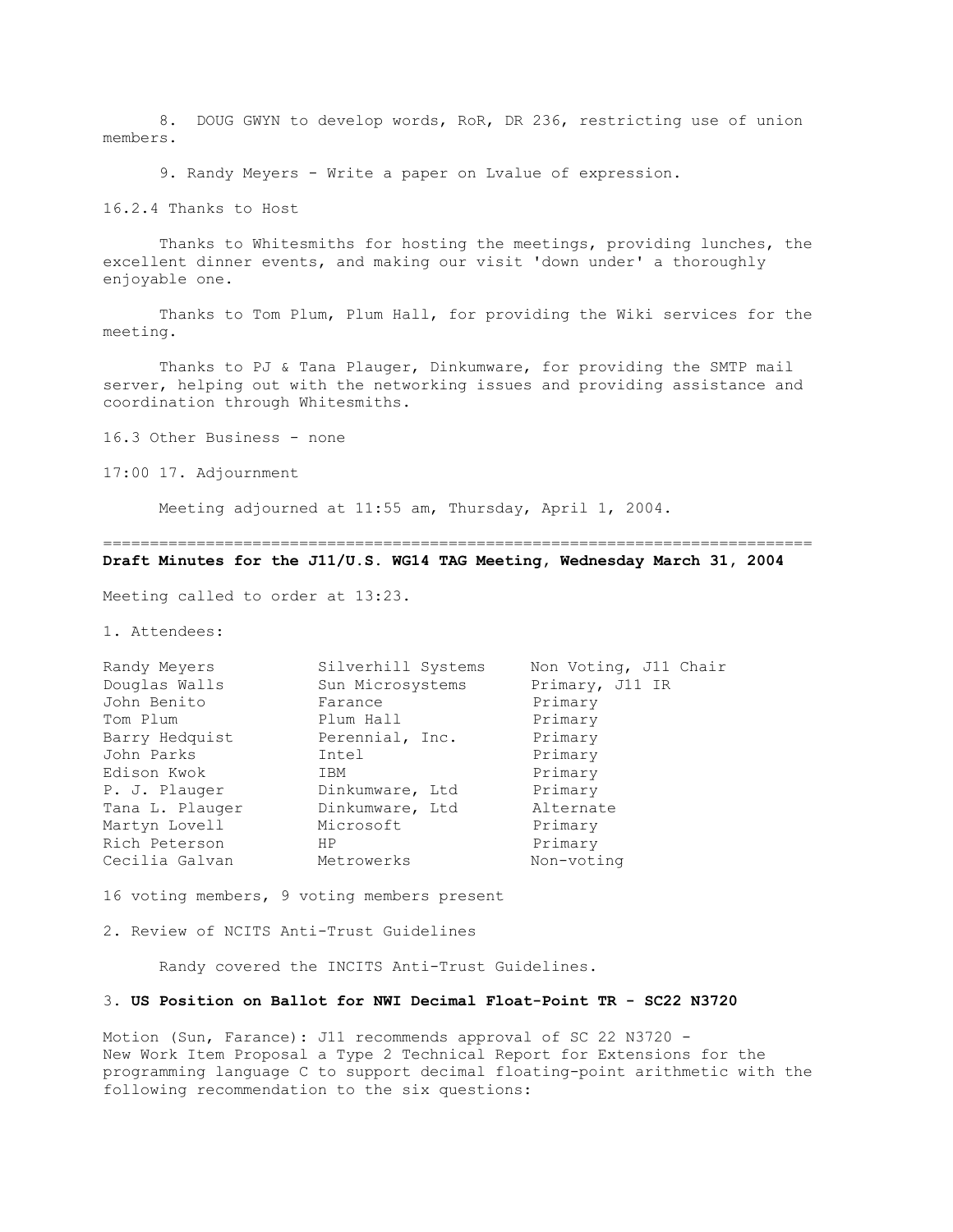8. DOUG GWYN to develop words, RoR, DR 236, restricting use of union members.

9. Randy Meyers - Write a paper on Lvalue of expression.

16.2.4 Thanks to Host

Thanks to Whitesmiths for hosting the meetings, providing lunches, the excellent dinner events, and making our visit 'down under' a thoroughly enjoyable one.

Thanks to Tom Plum, Plum Hall, for providing the Wiki services for the meeting.

Thanks to PJ & Tana Plauger, Dinkumware, for providing the SMTP mail server, helping out with the networking issues and providing assistance and coordination through Whitesmiths.

16.3 Other Business - none

17:00 17. Adjournment

Meeting adjourned at 11:55 am, Thursday, April 1, 2004.

---

**Draft Minutes for the J11/U.S. WG14 TAG Meeting, Wednesday March 31, 2004**

Meeting called to order at 13:23.

1. Attendees:

| | | |
|---|---|---|
| Randy Meyers | Silverhill Systems | Non Voting, J11 Chair |
| Douglas Walls | Sun Microsystems | Primary, J11 IR |
| John Benito | Farance | Primary |
| Tom Plum | Plum Hall | Primary |
| Barry Hedquist | Perennial, Inc. | Primary |
| John Parks | Intel | Primary |
| Edison Kwok | IBM | Primary |
| P. J. Plauger | Dinkumware, Ltd | Primary |
| Tana L. Plauger | Dinkumware, Ltd | Alternate |
| Martyn Lovell | Microsoft | Primary |
| Rich Peterson | HP | Primary |
| Cecilia Galvan | Metrowerks | Non-voting |

16 voting members, 9 voting members present

2. Review of NCITS Anti-Trust Guidelines

Randy covered the INCITS Anti-Trust Guidelines.

3. **US Position on Ballot for NWI Decimal Float-Point TR - SC22 N3720**

Motion (Sun, Farance): J11 recommends approval of SC 22 N3720 - New Work Item Proposal a Type 2 Technical Report for Extensions for the programming language C to support decimal floating-point arithmetic with the following recommendation to the six questions: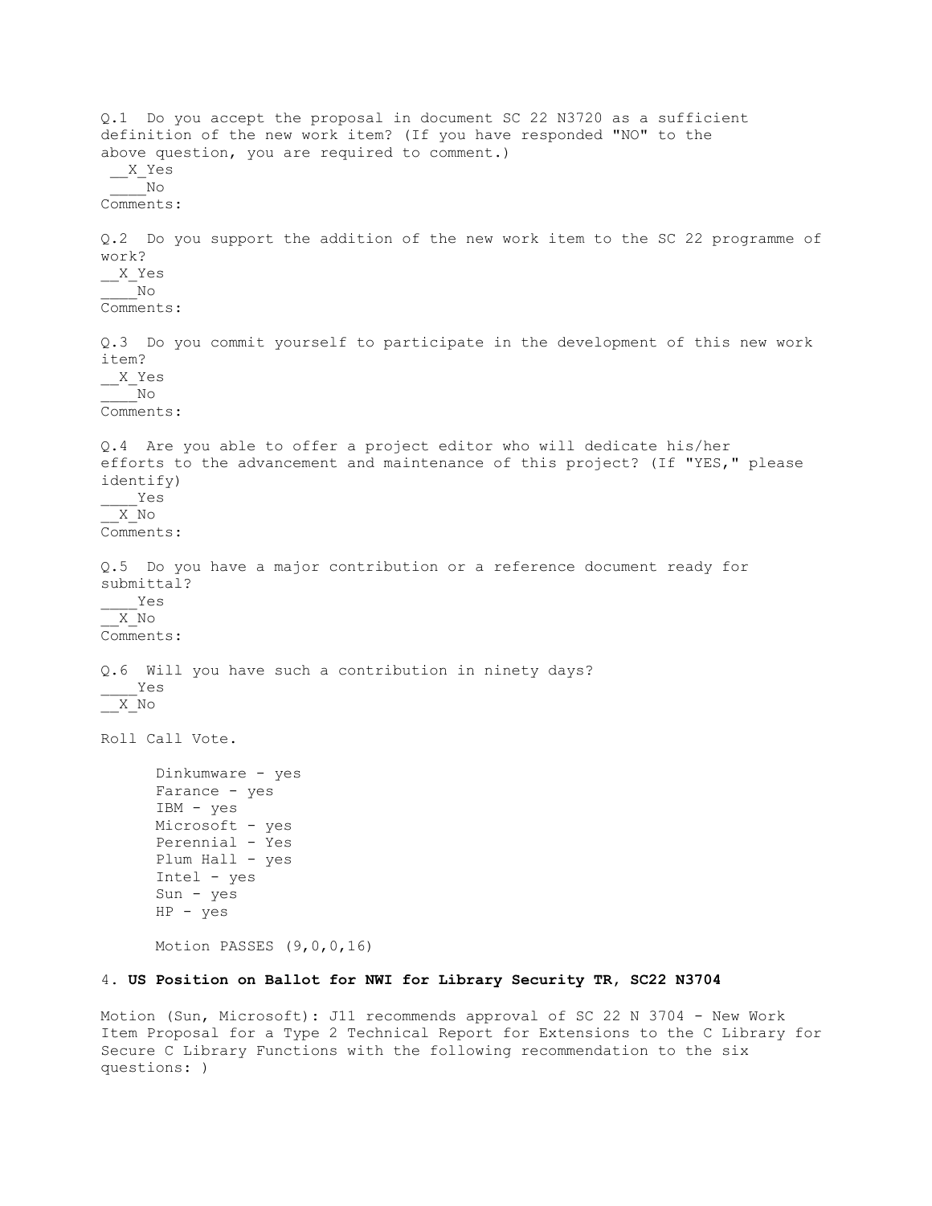Q.1 Do you accept the proposal in document SC 22 N3720 as a sufficient definition of the new work item? (If you have responded "NO" to the above question, you are required to comment.)

__X_Yes  
____No  
Comments:

Q.2 Do you support the addition of the new work item to the SC 22 programme of work?

__X_Yes  
____No  
Comments:

Q.3 Do you commit yourself to participate in the development of this new work item?

__X_Yes  
____No  
Comments:

Q.4 Are you able to offer a project editor who will dedicate his/her efforts to the advancement and maintenance of this project? (If "YES," please identify)

____Yes  
__X_No  
Comments:

Q.5 Do you have a major contribution or a reference document ready for submittal?

____Yes  
__X_No  
Comments:

Q.6 Will you have such a contribution in ninety days?

____Yes  
__X_No

Roll Call Vote.

Dinkumware - yes  
Farance - yes  
IBM - yes  
Microsoft - yes  
Perennial - Yes  
Plum Hall - yes  
Intel - yes  
Sun - yes  
HP - yes

Motion PASSES (9,0,0,16)

### 4. US Position on Ballot for NWI for Library Security TR, SC22 N3704

Motion (Sun, Microsoft): J11 recommends approval of SC 22 N 3704 - New Work Item Proposal for a Type 2 Technical Report for Extensions to the C Library for Secure C Library Functions with the following recommendation to the six questions: )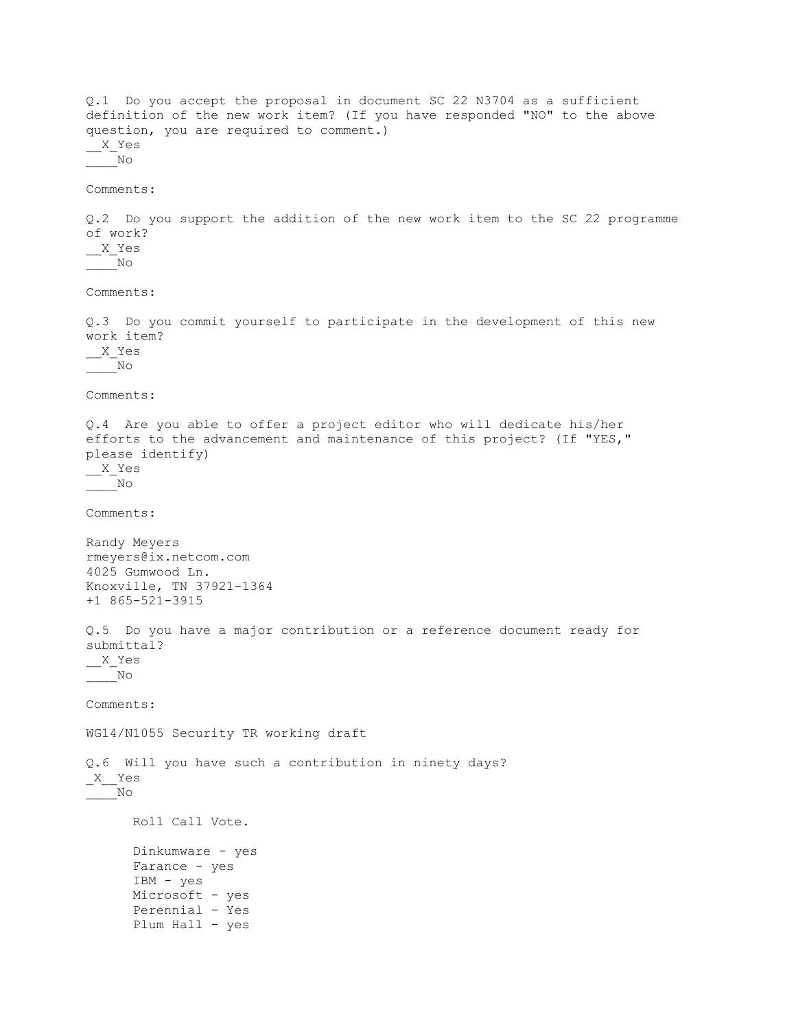Q.1 Do you accept the proposal in document SC 22 N3704 as a sufficient definition of the new work item? (If you have responded "NO" to the above question, you are required to comment.)

__X_Yes
____No

Comments:

Q.2 Do you support the addition of the new work item to the SC 22 programme of work?

__X_Yes
____No

Comments:

Q.3 Do you commit yourself to participate in the development of this new work item?

__X_Yes
____No

Comments:

Q.4 Are you able to offer a project editor who will dedicate his/her efforts to the advancement and maintenance of this project? (If "YES," please identify)

__X_Yes
____No

Comments:

Randy Meyers
rmeyers@ix.netcom.com
4025 Gumwood Ln.
Knoxville, TN 37921-1364
+1 865-521-3915

Q.5 Do you have a major contribution or a reference document ready for submittal?

__X_Yes
____No

Comments:

WG14/N1055 Security TR working draft

Q.6 Will you have such a contribution in ninety days?

_X__Yes
____No

Roll Call Vote.

Dinkumware - yes
Farance - yes
IBM - yes
Microsoft - yes
Perennial - Yes
Plum Hall - yes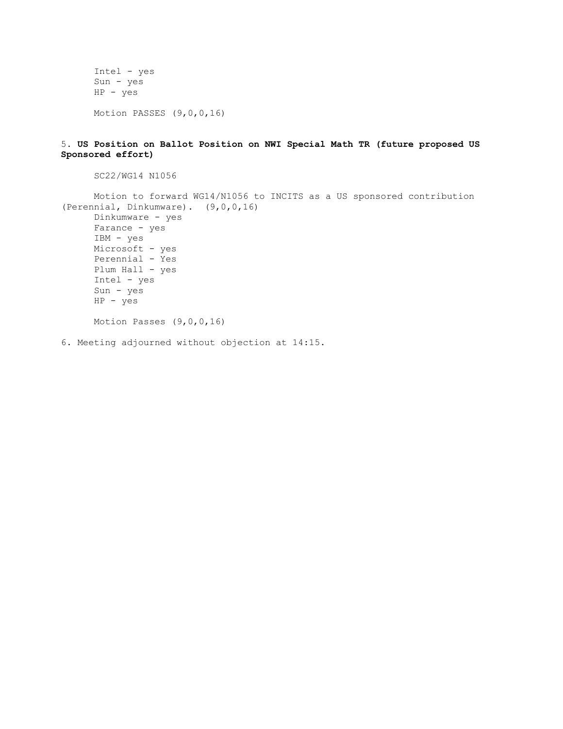Intel - yes
Sun - yes
HP - yes

Motion PASSES (9,0,0,16)

5. **US Position on Ballot Position on NWI Special Math TR (future proposed US Sponsored effort)**

SC22/WG14 N1056

Motion to forward WG14/N1056 to INCITS as a US sponsored contribution (Perennial, Dinkumware). (9,0,0,16)

Dinkumware - yes
Farance - yes
IBM - yes
Microsoft - yes
Perennial - Yes
Plum Hall - yes
Intel - yes
Sun - yes
HP - yes

Motion Passes (9,0,0,16)

6. Meeting adjourned without objection at 14:15.